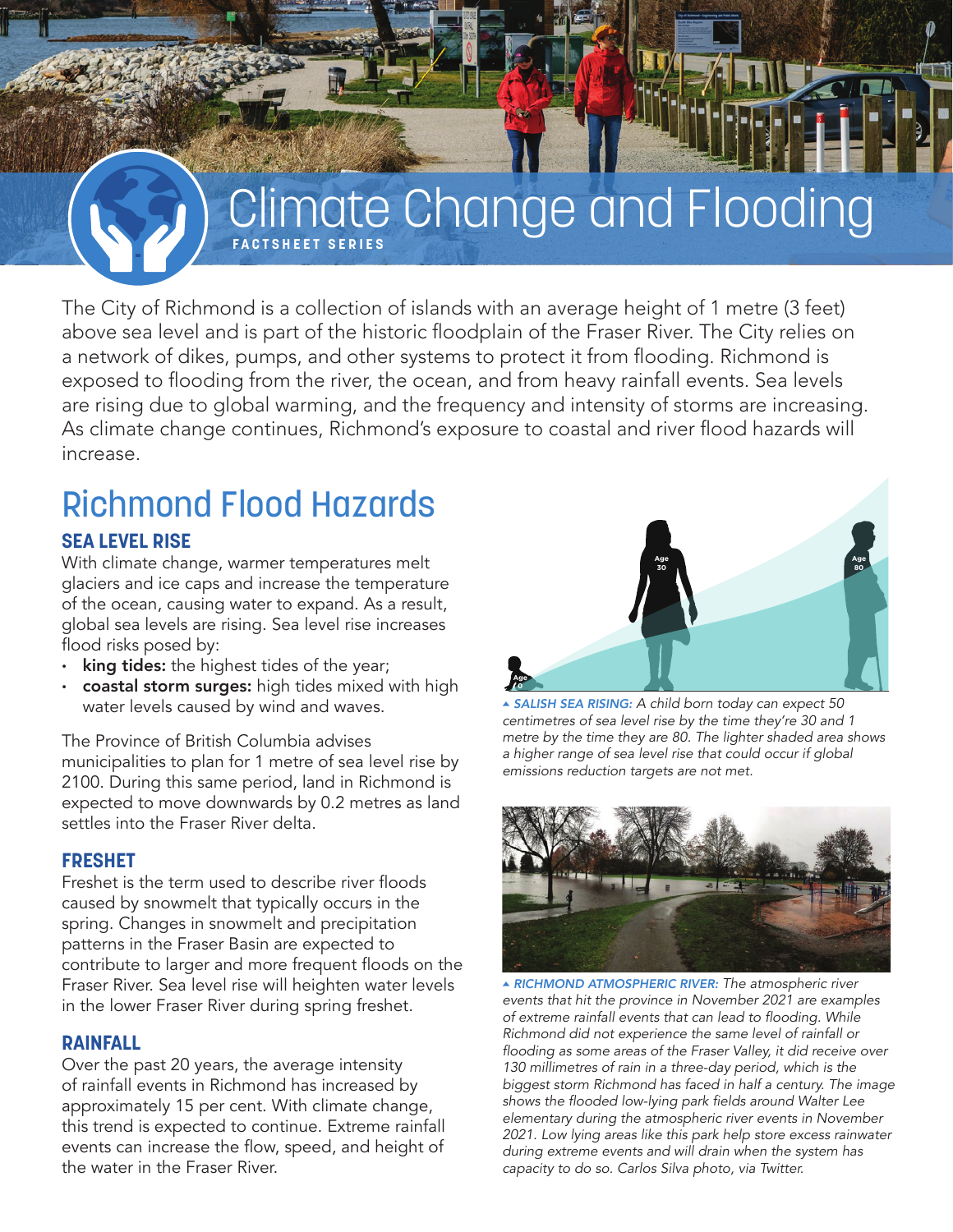# Climate Change and Flooding

FACTSHEET SERIES

The City of Richmond is a collection of islands with an average height of 1 metre (3 feet) above sea level and is part of the historic floodplain of the Fraser River. The City relies on a network of dikes, pumps, and other systems to protect it from flooding. Richmond is exposed to flooding from the river, the ocean, and from heavy rainfall events. Sea levels are rising due to global warming, and the frequency and intensity of storms are increasing. As climate change continues, Richmond's exposure to coastal and river flood hazards will increase.

## Richmond Flood Hazards

### SEA LEVEL RISE

With climate change, warmer temperatures melt glaciers and ice caps and increase the temperature of the ocean, causing water to expand. As a result, global sea levels are rising. Sea level rise increases flood risks posed by:

- **king tides:** the highest tides of the year;
- **coastal storm surges:** high tides mixed with high water levels caused by wind and waves.

The Province of British Columbia advises municipalities to plan for 1 metre of sea level rise by 2100. During this same period, land in Richmond is expected to move downwards by 0.2 metres as land settles into the Fraser River delta.

### FRESHET

Freshet is the term used to describe river floods caused by snowmelt that typically occurs in the spring. Changes in snowmelt and precipitation patterns in the Fraser Basin are expected to contribute to larger and more frequent floods on the Fraser River. Sea level rise will heighten water levels in the lower Fraser River during spring freshet.

### RAINFALL

Over the past 20 years, the average intensity of rainfall events in Richmond has increased by approximately 15 per cent. With climate change, this trend is expected to continue. Extreme rainfall events can increase the flow, speed, and height of the water in the Fraser River.

▲ *SALISH SEA RISING: A child born today can expect 50 centimetres of sea level rise by the time they're 30 and 1 metre by the time they are 80. The lighter shaded area shows a higher range of sea level rise that could occur if global emissions reduction targets are not met.*

▲ *RICHMOND ATMOSPHERIC RIVER: The atmospheric river events that hit the province in November 2021 are examples of extreme rainfall events that can lead to flooding. While Richmond did not experience the same level of rainfall or flooding as some areas of the Fraser Valley, it did receive over 130 millimetres of rain in a three-day period, which is the biggest storm Richmond has faced in half a century. The image shows the flooded low-lying park fields around Walter Lee elementary during the atmospheric river events in November 2021. Low lying areas like this park help store excess rainwater during extreme events and will drain when the system has capacity to do so. Carlos Silva photo, via Twitter.*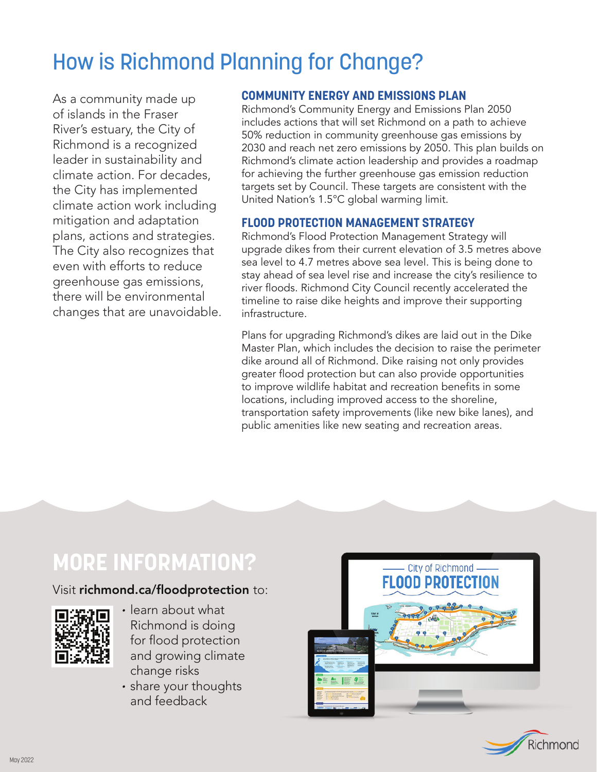# How is Richmond Planning for Change?

As a community made up of islands in the Fraser River's estuary, the City of Richmond is a recognized leader in sustainability and climate action. For decades, the City has implemented climate action work including mitigation and adaptation plans, actions and strategies. The City also recognizes that even with efforts to reduce greenhouse gas emissions, there will be environmental changes that are unavoidable.

### COMMUNITY ENERGY AND EMISSIONS PLAN

Richmond's Community Energy and Emissions Plan 2050 includes actions that will set Richmond on a path to achieve 50% reduction in community greenhouse gas emissions by 2030 and reach net zero emissions by 2050. This plan builds on Richmond's climate action leadership and provides a roadmap for achieving the further greenhouse gas emission reduction targets set by Council. These targets are consistent with the United Nation's 1.5°C global warming limit.

### FLOOD PROTECTION MANAGEMENT STRATEGY

Richmond's Flood Protection Management Strategy will upgrade dikes from their current elevation of 3.5 metres above sea level to 4.7 metres above sea level. This is being done to stay ahead of sea level rise and increase the city's resilience to river floods. Richmond City Council recently accelerated the timeline to raise dike heights and improve their supporting infrastructure.

Plans for upgrading Richmond's dikes are laid out in the Dike Master Plan, which includes the decision to raise the perimeter dike around all of Richmond. Dike raising not only provides greater flood protection but can also provide opportunities to improve wildlife habitat and recreation benefits in some locations, including improved access to the shoreline, transportation safety improvements (like new bike lanes), and public amenities like new seating and recreation areas.

## MORE INFORMATION?

Visit **richmond.ca/floodprotection** to:

- learn about what Richmond is doing for flood protection and growing climate change risks
- share your thoughts and feedback

City of Richmond

FLOOD PROTECTION

May 2022